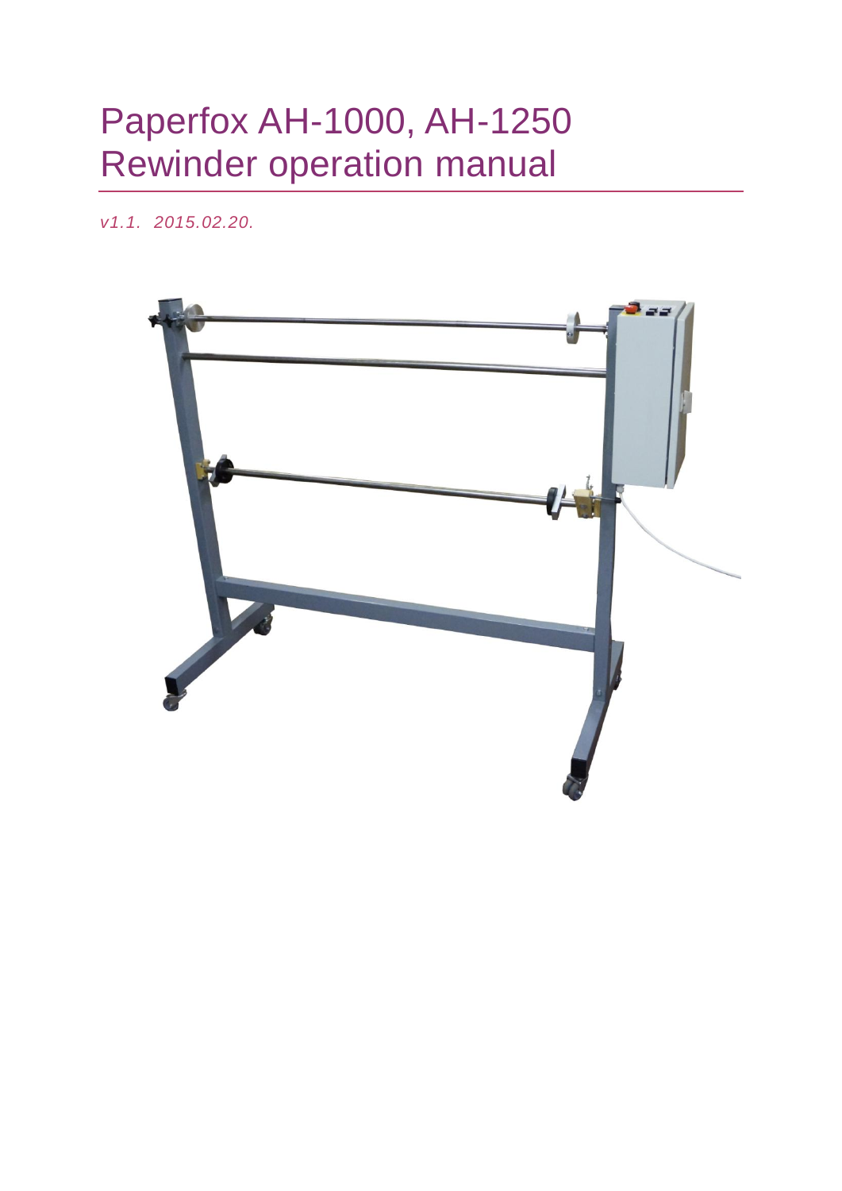# Paperfox AH-1000, AH-1250 Rewinder operation manual

*v1.1. 2015.02.20.*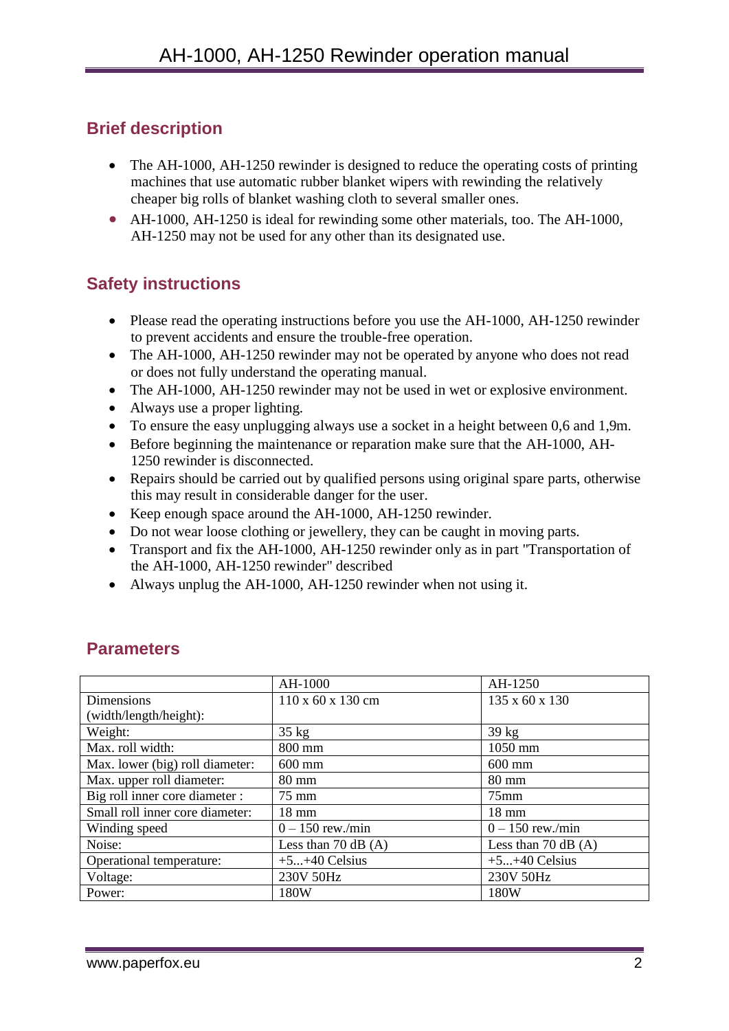## Brief description

- The AH-1000, AH-1250 rewinder is designed to reduce the operating costs of printing machines that use automatic rubber blanket wipers with rewinding the relatively cheaper big rolls of blanket washing cloth to several smaller ones.
- AH-1000, AH-1250 is ideal for rewinding some other materials, too. The AH-1000, AH-1250 may not be used for any other than its designated use.

## Safety instructions

- Please read the operating instructions before you use the AH-1000, AH-1250 rewinder to prevent accidents and ensure the trouble-free operation.
- The AH-1000, AH-1250 rewinder may not be operated by anyone who does not read or does not fully understand the operating manual.
- The AH-1000, AH-1250 rewinder may not be used in wet or explosive environment.
- Always use a proper lighting.
- To ensure the easy unplugging always use a socket in a height between 0,6 and 1,9m.
- Before beginning the maintenance or reparation make sure that the AH-1000, AH-1250 rewinder is disconnected.
- Repairs should be carried out by qualified persons using original spare parts, otherwise this may result in considerable danger for the user.
- Keep enough space around the AH-1000, AH-1250 rewinder.
- Do not wear loose clothing or jewellery, they can be caught in moving parts.
- Transport and fix the AH-1000, AH-1250 rewinder only as in part "Transportation of the AH-1000, AH-1250 rewinder" described
- Always unplug the AH-1000, AH-1250 rewinder when not using it.

## Parameters

| | AH-1000 | AH-1250 |
|---|---|---|
| Dimensions (width/length/height): | 110 x 60 x 130 cm | 135 x 60 x 130 |
| Weight: | 35 kg | 39 kg |
| Max. roll width: | 800 mm | 1050 mm |
| Max. lower (big) roll diameter: | 600 mm | 600 mm |
| Max. upper roll diameter: | 80 mm | 80 mm |
| Big roll inner core diameter : | 75 mm | 75mm |
| Small roll inner core diameter: | 18 mm | 18 mm |
| Winding speed | 0 – 150 rew./min | 0 – 150 rew./min |
| Noise: | Less than 70 dB (A) | Less than 70 dB (A) |
| Operational temperature: | +5...+40 Celsius | +5...+40 Celsius |
| Voltage: | 230V 50Hz | 230V 50Hz |
| Power: | 180W | 180W |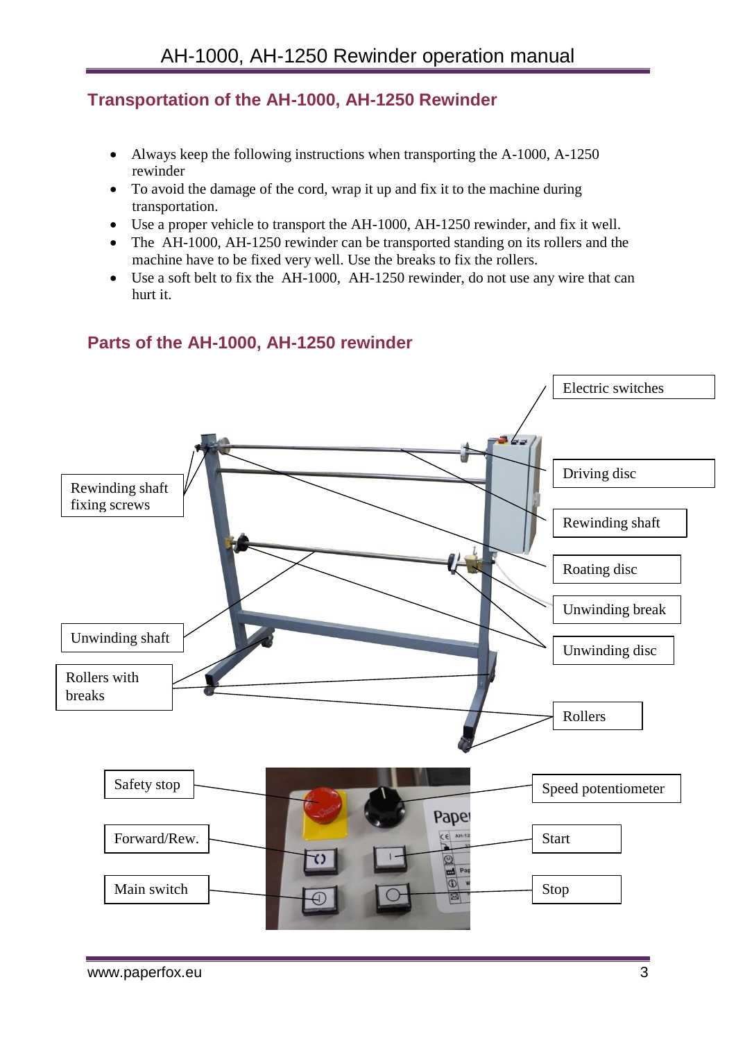## Transportation of the AH-1000, AH-1250 Rewinder

- Always keep the following instructions when transporting the A-1000, A-1250 rewinder
- To avoid the damage of the cord, wrap it up and fix it to the machine during transportation.
- Use a proper vehicle to transport the AH-1000, AH-1250 rewinder, and fix it well.
- The AH-1000, AH-1250 rewinder can be transported standing on its rollers and the machine have to be fixed very well. Use the breaks to fix the rollers.
- Use a soft belt to fix the AH-1000, AH-1250 rewinder, do not use any wire that can hurt it.

## Parts of the AH-1000, AH-1250 rewinder

Electric switches

Driving disc

Rewinding shaft fixing screws

Rewinding shaft

Roating disc

Unwinding break

Unwinding shaft

Unwinding disc

Rollers with breaks

Rollers

Safety stop

Speed potentiometer

Forward/Rew.

Start

Main switch

Stop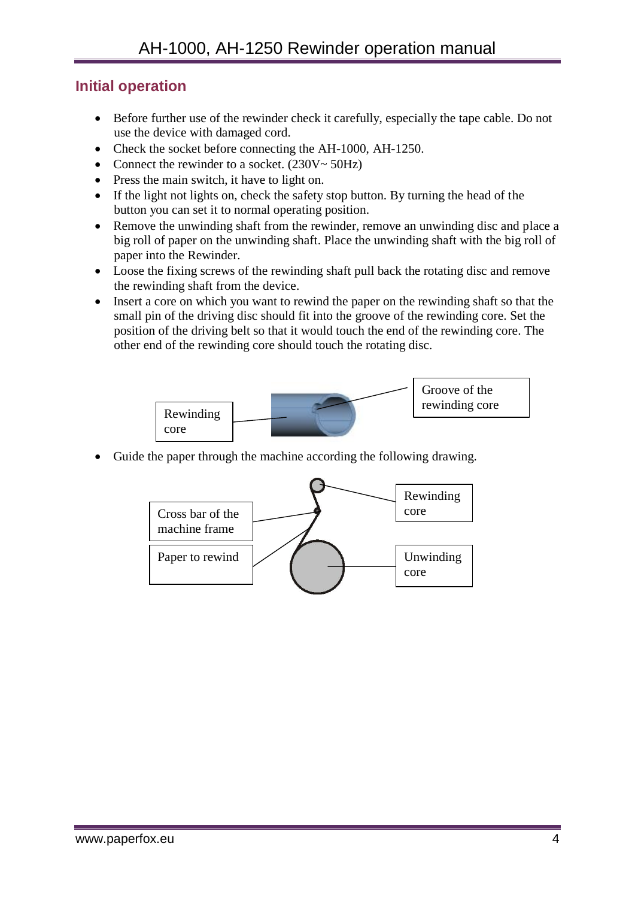## Initial operation

- Before further use of the rewinder check it carefully, especially the tape cable. Do not use the device with damaged cord.
- Check the socket before connecting the AH-1000, AH-1250.
- Connect the rewinder to a socket. (230V~ 50Hz)
- Press the main switch, it have to light on.
- If the light not lights on, check the safety stop button. By turning the head of the button you can set it to normal operating position.
- Remove the unwinding shaft from the rewinder, remove an unwinding disc and place a big roll of paper on the unwinding shaft. Place the unwinding shaft with the big roll of paper into the Rewinder.
- Loose the fixing screws of the rewinding shaft pull back the rotating disc and remove the rewinding shaft from the device.
- Insert a core on which you want to rewind the paper on the rewinding shaft so that the small pin of the driving disc should fit into the groove of the rewinding core. Set the position of the driving belt so that it would touch the end of the rewinding core. The other end of the rewinding core should touch the rotating disc.

Rewinding core

Groove of the rewinding core

- Guide the paper through the machine according the following drawing.

Cross bar of the machine frame

Paper to rewind

Rewinding core

Unwinding core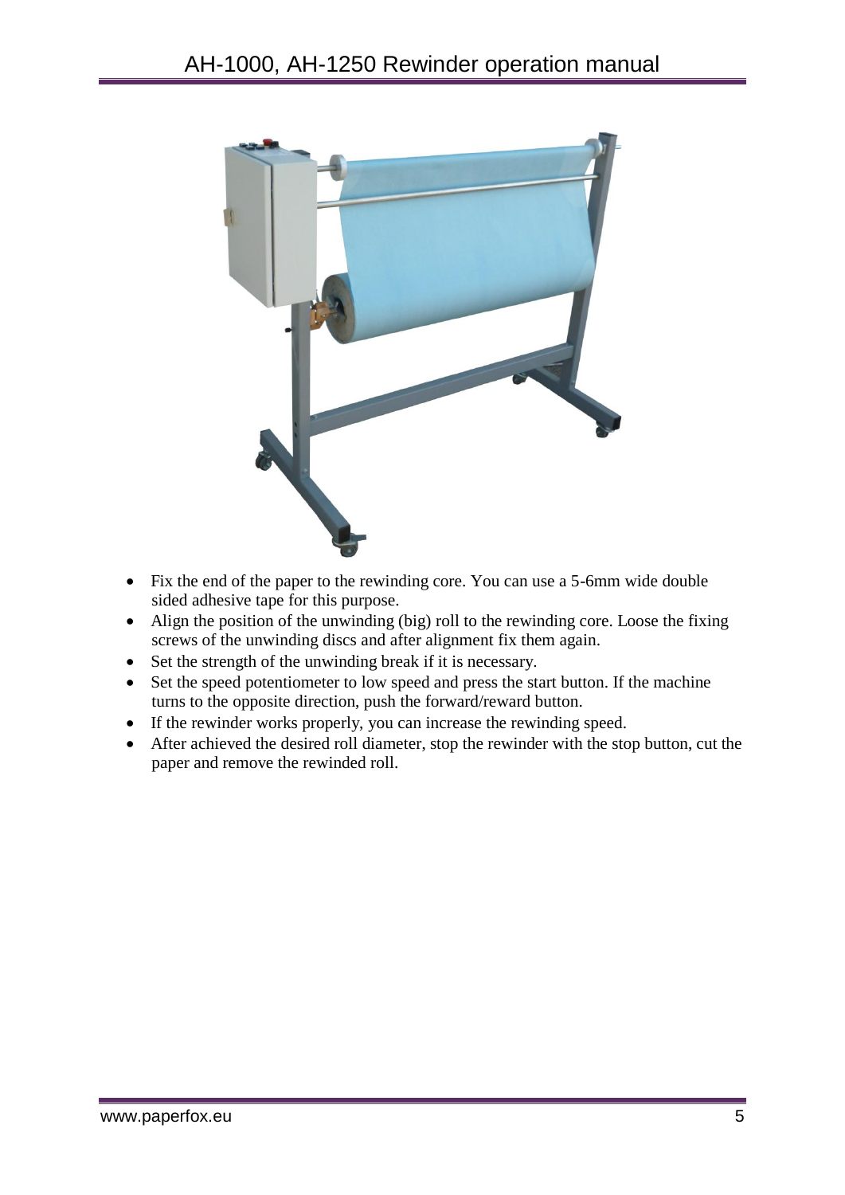- Fix the end of the paper to the rewinding core. You can use a 5-6mm wide double sided adhesive tape for this purpose.
- Align the position of the unwinding (big) roll to the rewinding core. Loose the fixing screws of the unwinding discs and after alignment fix them again.
- Set the strength of the unwinding break if it is necessary.
- Set the speed potentiometer to low speed and press the start button. If the machine turns to the opposite direction, push the forward/reward button.
- If the rewinder works properly, you can increase the rewinding speed.
- After achieved the desired roll diameter, stop the rewinder with the stop button, cut the paper and remove the rewinded roll.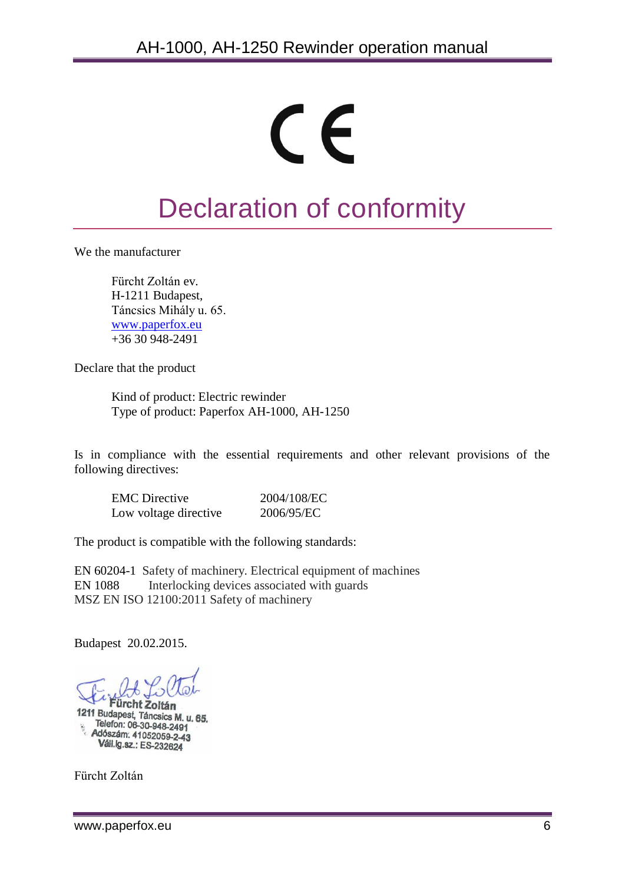CE

# Declaration of conformity

We the manufacturer

Fürcht Zoltán ev.
H-1211 Budapest,
Táncsics Mihály u. 65.
www.paperfox.eu
+36 30 948-2491

Declare that the product

Kind of product: Electric rewinder
Type of product: Paperfox AH-1000, AH-1250

Is in compliance with the essential requirements and other relevant provisions of the following directives:

| | |
|---|---|
| EMC Directive | 2004/108/EC |
| Low voltage directive | 2006/95/EC |

The product is compatible with the following standards:

EN 60204-1 Safety of machinery. Electrical equipment of machines
EN 1088 Interlocking devices associated with guards
MSZ EN ISO 12100:2011 Safety of machinery

Budapest 20.02.2015.

Fürcht Zoltán
1211 Budapest, Táncsics M. u. 65.
Telefon: 06-30-948-2491
Adószám: 41052059-2-43
Váll.ig.sz.: ES-232624

Fürcht Zoltán